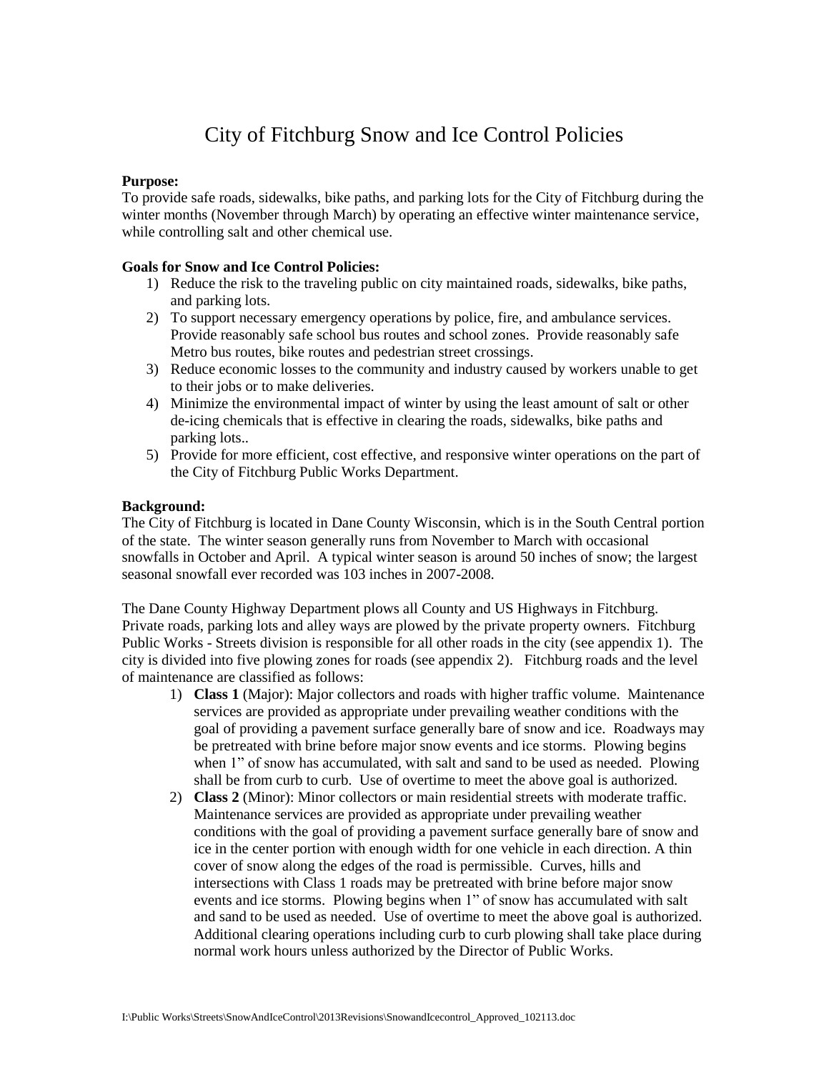# City of Fitchburg Snow and Ice Control Policies

**Purpose:**
To provide safe roads, sidewalks, bike paths, and parking lots for the City of Fitchburg during the winter months (November through March) by operating an effective winter maintenance service, while controlling salt and other chemical use.

**Goals for Snow and Ice Control Policies:**

1) Reduce the risk to the traveling public on city maintained roads, sidewalks, bike paths, and parking lots.
2) To support necessary emergency operations by police, fire, and ambulance services. Provide reasonably safe school bus routes and school zones. Provide reasonably safe Metro bus routes, bike routes and pedestrian street crossings.
3) Reduce economic losses to the community and industry caused by workers unable to get to their jobs or to make deliveries.
4) Minimize the environmental impact of winter by using the least amount of salt or other de-icing chemicals that is effective in clearing the roads, sidewalks, bike paths and parking lots..
5) Provide for more efficient, cost effective, and responsive winter operations on the part of the City of Fitchburg Public Works Department.

**Background:**
The City of Fitchburg is located in Dane County Wisconsin, which is in the South Central portion of the state. The winter season generally runs from November to March with occasional snowfalls in October and April. A typical winter season is around 50 inches of snow; the largest seasonal snowfall ever recorded was 103 inches in 2007-2008.

The Dane County Highway Department plows all County and US Highways in Fitchburg. Private roads, parking lots and alley ways are plowed by the private property owners. Fitchburg Public Works - Streets division is responsible for all other roads in the city (see appendix 1). The city is divided into five plowing zones for roads (see appendix 2). Fitchburg roads and the level of maintenance are classified as follows:

1) **Class 1** (Major): Major collectors and roads with higher traffic volume. Maintenance services are provided as appropriate under prevailing weather conditions with the goal of providing a pavement surface generally bare of snow and ice. Roadways may be pretreated with brine before major snow events and ice storms. Plowing begins when 1" of snow has accumulated, with salt and sand to be used as needed. Plowing shall be from curb to curb. Use of overtime to meet the above goal is authorized.
2) **Class 2** (Minor): Minor collectors or main residential streets with moderate traffic. Maintenance services are provided as appropriate under prevailing weather conditions with the goal of providing a pavement surface generally bare of snow and ice in the center portion with enough width for one vehicle in each direction. A thin cover of snow along the edges of the road is permissible. Curves, hills and intersections with Class 1 roads may be pretreated with brine before major snow events and ice storms. Plowing begins when 1" of snow has accumulated with salt and sand to be used as needed. Use of overtime to meet the above goal is authorized. Additional clearing operations including curb to curb plowing shall take place during normal work hours unless authorized by the Director of Public Works.

I:\Public Works\Streets\SnowAndIceControl\2013Revisions\SnowandIcecontrol_Approved_102113.doc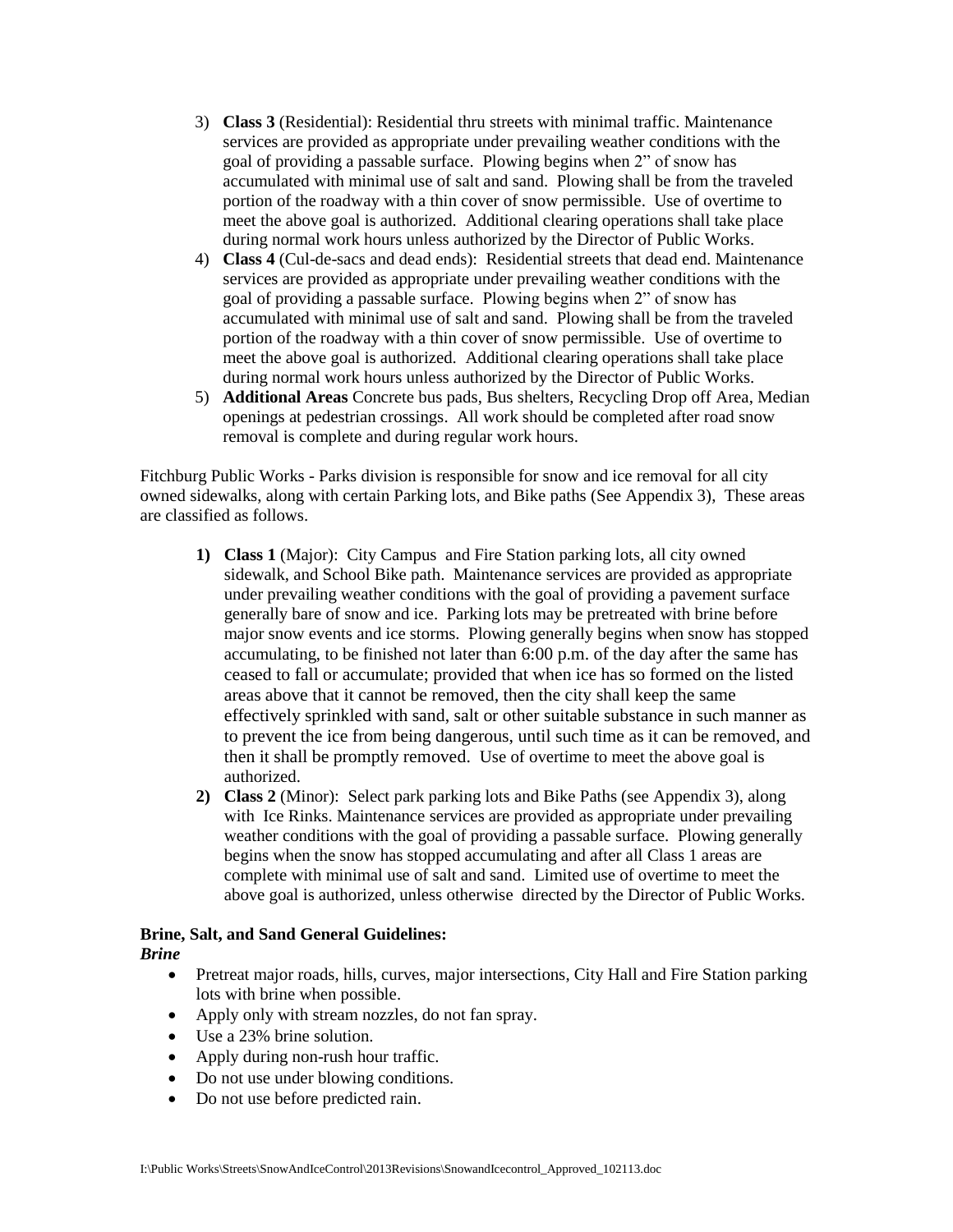3) **Class 3** (Residential): Residential thru streets with minimal traffic. Maintenance services are provided as appropriate under prevailing weather conditions with the goal of providing a passable surface. Plowing begins when 2" of snow has accumulated with minimal use of salt and sand. Plowing shall be from the traveled portion of the roadway with a thin cover of snow permissible. Use of overtime to meet the above goal is authorized. Additional clearing operations shall take place during normal work hours unless authorized by the Director of Public Works.
4) **Class 4** (Cul-de-sacs and dead ends): Residential streets that dead end. Maintenance services are provided as appropriate under prevailing weather conditions with the goal of providing a passable surface. Plowing begins when 2" of snow has accumulated with minimal use of salt and sand. Plowing shall be from the traveled portion of the roadway with a thin cover of snow permissible. Use of overtime to meet the above goal is authorized. Additional clearing operations shall take place during normal work hours unless authorized by the Director of Public Works.
5) **Additional Areas** Concrete bus pads, Bus shelters, Recycling Drop off Area, Median openings at pedestrian crossings. All work should be completed after road snow removal is complete and during regular work hours.

Fitchburg Public Works - Parks division is responsible for snow and ice removal for all city owned sidewalks, along with certain Parking lots, and Bike paths (See Appendix 3), These areas are classified as follows.

1) **Class 1** (Major): City Campus and Fire Station parking lots, all city owned sidewalk, and School Bike path. Maintenance services are provided as appropriate under prevailing weather conditions with the goal of providing a pavement surface generally bare of snow and ice. Parking lots may be pretreated with brine before major snow events and ice storms. Plowing generally begins when snow has stopped accumulating, to be finished not later than 6:00 p.m. of the day after the same has ceased to fall or accumulate; provided that when ice has so formed on the listed areas above that it cannot be removed, then the city shall keep the same effectively sprinkled with sand, salt or other suitable substance in such manner as to prevent the ice from being dangerous, until such time as it can be removed, and then it shall be promptly removed. Use of overtime to meet the above goal is authorized.
2) **Class 2** (Minor): Select park parking lots and Bike Paths (see Appendix 3), along with Ice Rinks. Maintenance services are provided as appropriate under prevailing weather conditions with the goal of providing a passable surface. Plowing generally begins when the snow has stopped accumulating and after all Class 1 areas are complete with minimal use of salt and sand. Limited use of overtime to meet the above goal is authorized, unless otherwise directed by the Director of Public Works.

**Brine, Salt, and Sand General Guidelines:**

***Brine***

- Pretreat major roads, hills, curves, major intersections, City Hall and Fire Station parking lots with brine when possible.
- Apply only with stream nozzles, do not fan spray.
- Use a 23% brine solution.
- Apply during non-rush hour traffic.
- Do not use under blowing conditions.
- Do not use before predicted rain.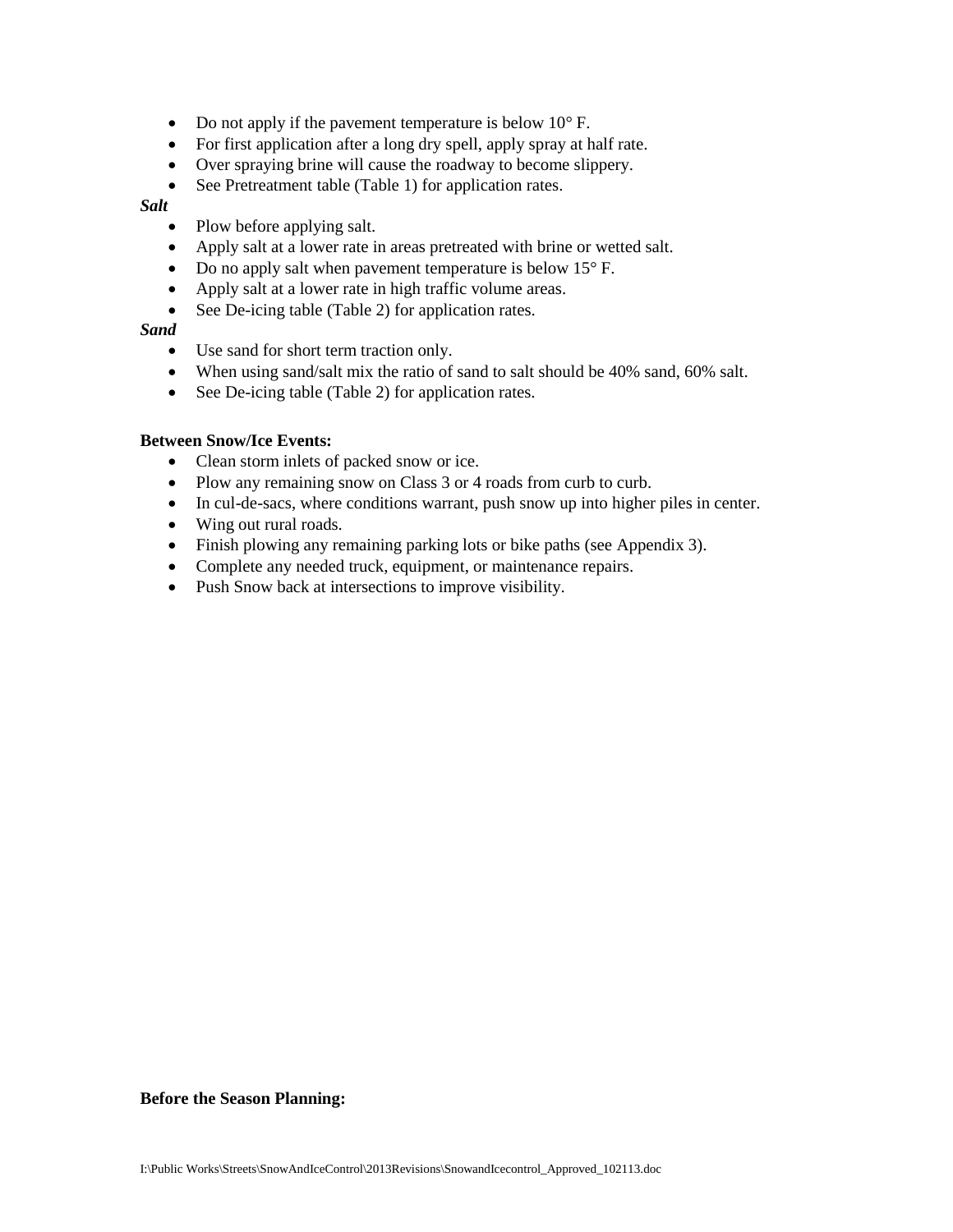- Do not apply if the pavement temperature is below 10° F.
- For first application after a long dry spell, apply spray at half rate.
- Over spraying brine will cause the roadway to become slippery.
- See Pretreatment table (Table 1) for application rates.

***Salt***

- Plow before applying salt.
- Apply salt at a lower rate in areas pretreated with brine or wetted salt.
- Do no apply salt when pavement temperature is below 15° F.
- Apply salt at a lower rate in high traffic volume areas.
- See De-icing table (Table 2) for application rates.

***Sand***

- Use sand for short term traction only.
- When using sand/salt mix the ratio of sand to salt should be 40% sand, 60% salt.
- See De-icing table (Table 2) for application rates.

**Between Snow/Ice Events:**

- Clean storm inlets of packed snow or ice.
- Plow any remaining snow on Class 3 or 4 roads from curb to curb.
- In cul-de-sacs, where conditions warrant, push snow up into higher piles in center.
- Wing out rural roads.
- Finish plowing any remaining parking lots or bike paths (see Appendix 3).
- Complete any needed truck, equipment, or maintenance repairs.
- Push Snow back at intersections to improve visibility.

**Before the Season Planning:**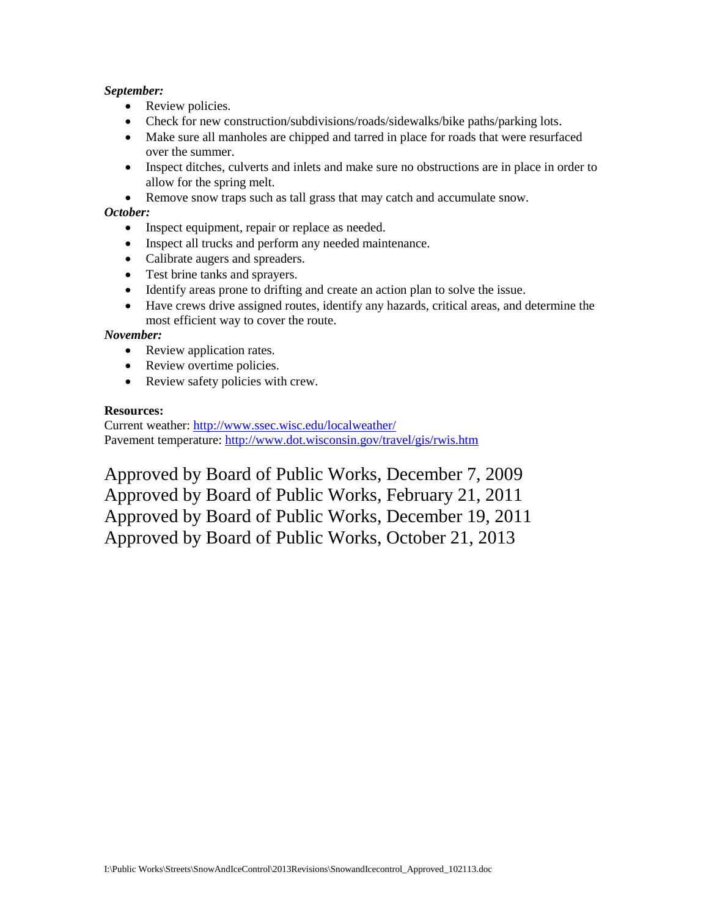***September:***

- Review policies.
- Check for new construction/subdivisions/roads/sidewalks/bike paths/parking lots.
- Make sure all manholes are chipped and tarred in place for roads that were resurfaced over the summer.
- Inspect ditches, culverts and inlets and make sure no obstructions are in place in order to allow for the spring melt.
- Remove snow traps such as tall grass that may catch and accumulate snow.

***October:***

- Inspect equipment, repair or replace as needed.
- Inspect all trucks and perform any needed maintenance.
- Calibrate augers and spreaders.
- Test brine tanks and sprayers.
- Identify areas prone to drifting and create an action plan to solve the issue.
- Have crews drive assigned routes, identify any hazards, critical areas, and determine the most efficient way to cover the route.

***November:***

- Review application rates.
- Review overtime policies.
- Review safety policies with crew.

**Resources:**

Current weather: http://www.ssec.wisc.edu/localweather/
Pavement temperature: http://www.dot.wisconsin.gov/travel/gis/rwis.htm

Approved by Board of Public Works, December 7, 2009
Approved by Board of Public Works, February 21, 2011
Approved by Board of Public Works, December 19, 2011
Approved by Board of Public Works, October 21, 2013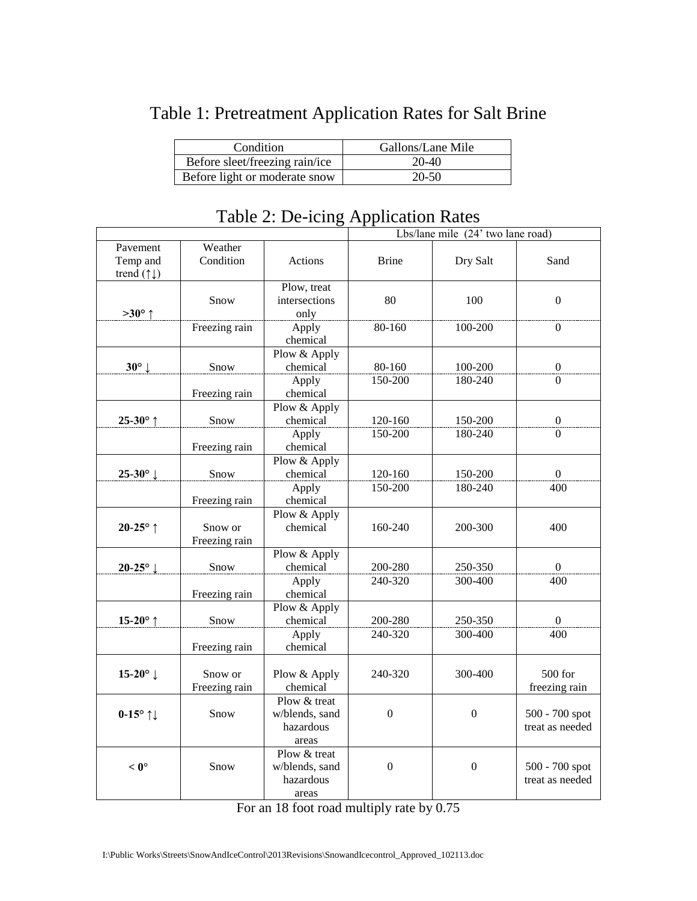# Table 1: Pretreatment Application Rates for Salt Brine

| Condition | Gallons/Lane Mile |
|---|---|
| Before sleet/freezing rain/ice | 20-40 |
| Before light or moderate snow | 20-50 |

# Table 2: De-icing Application Rates

| | | | Lbs/lane mile (24' two lane road) | | |
|---|---|---|---|---|---|
| Pavement Temp and trend (↑↓) | Weather Condition | Actions | Brine | Dry Salt | Sand |
| **>30° ↑** | Snow | Plow, treat intersections only | 80 | 100 | 0 |
| | Freezing rain | Apply chemical | 80-160 | 100-200 | 0 |
| **30° ↓** | Snow | Plow & Apply chemical | 80-160 | 100-200 | 0 |
| | Freezing rain | Apply chemical | 150-200 | 180-240 | 0 |
| **25-30° ↑** | Snow | Plow & Apply chemical | 120-160 | 150-200 | 0 |
| | Freezing rain | Apply chemical | 150-200 | 180-240 | 0 |
| **25-30° ↓** | Snow | Plow & Apply chemical | 120-160 | 150-200 | 0 |
| | Freezing rain | Apply chemical | 150-200 | 180-240 | 400 |
| **20-25° ↑** | Snow or Freezing rain | Plow & Apply chemical | 160-240 | 200-300 | 400 |
| **20-25° ↓** | Snow | Plow & Apply chemical | 200-280 | 250-350 | 0 |
| | Freezing rain | Apply chemical | 240-320 | 300-400 | 400 |
| **15-20° ↑** | Snow | Plow & Apply chemical | 200-280 | 250-350 | 0 |
| | Freezing rain | Apply chemical | 240-320 | 300-400 | 400 |
| **15-20° ↓** | Snow or Freezing rain | Plow & Apply chemical | 240-320 | 300-400 | 500 for freezing rain |
| **0-15° ↑↓** | Snow | Plow & treat w/blends, sand hazardous areas | 0 | 0 | 500 - 700 spot treat as needed |
| **< 0°** | Snow | Plow & treat w/blends, sand hazardous areas | 0 | 0 | 500 - 700 spot treat as needed |

For an 18 foot road multiply rate by 0.75

I:\Public Works\Streets\SnowAndIceControl\2013Revisions\SnowandIcecontrol_Approved_102113.doc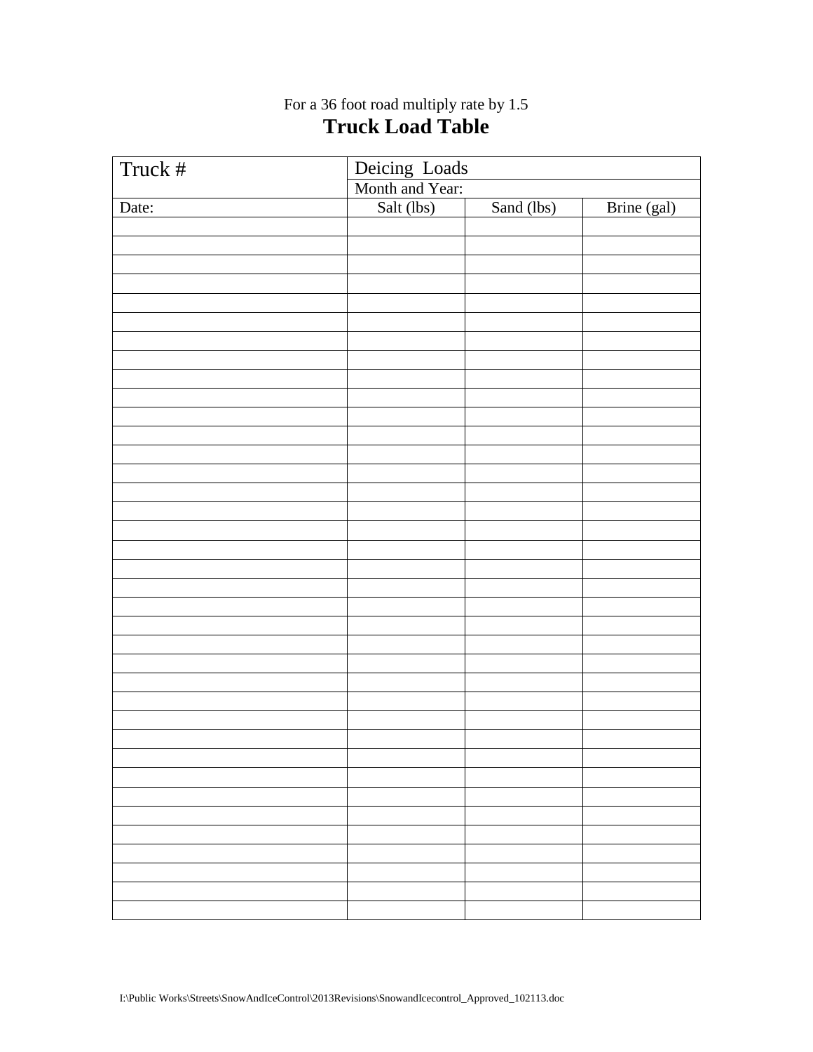For a 36 foot road multiply rate by 1.5

# Truck Load Table

| Truck # | Deicing Loads | | |
|---|---|---|---|
| | Month and Year: | | |
| Date: | Salt (lbs) | Sand (lbs) | Brine (gal) |
| | | | |
| | | | |
| | | | |
| | | | |
| | | | |
| | | | |
| | | | |
| | | | |
| | | | |
| | | | |
| | | | |
| | | | |
| | | | |
| | | | |
| | | | |
| | | | |
| | | | |
| | | | |
| | | | |
| | | | |
| | | | |
| | | | |
| | | | |
| | | | |
| | | | |
| | | | |
| | | | |
| | | | |
| | | | |
| | | | |
| | | | |
| | | | |
| | | | |
| | | | |
| | | | |
| | | | |

I:\Public Works\Streets\SnowAndIceControl\2013Revisions\SnowandIcecontrol_Approved_102113.doc